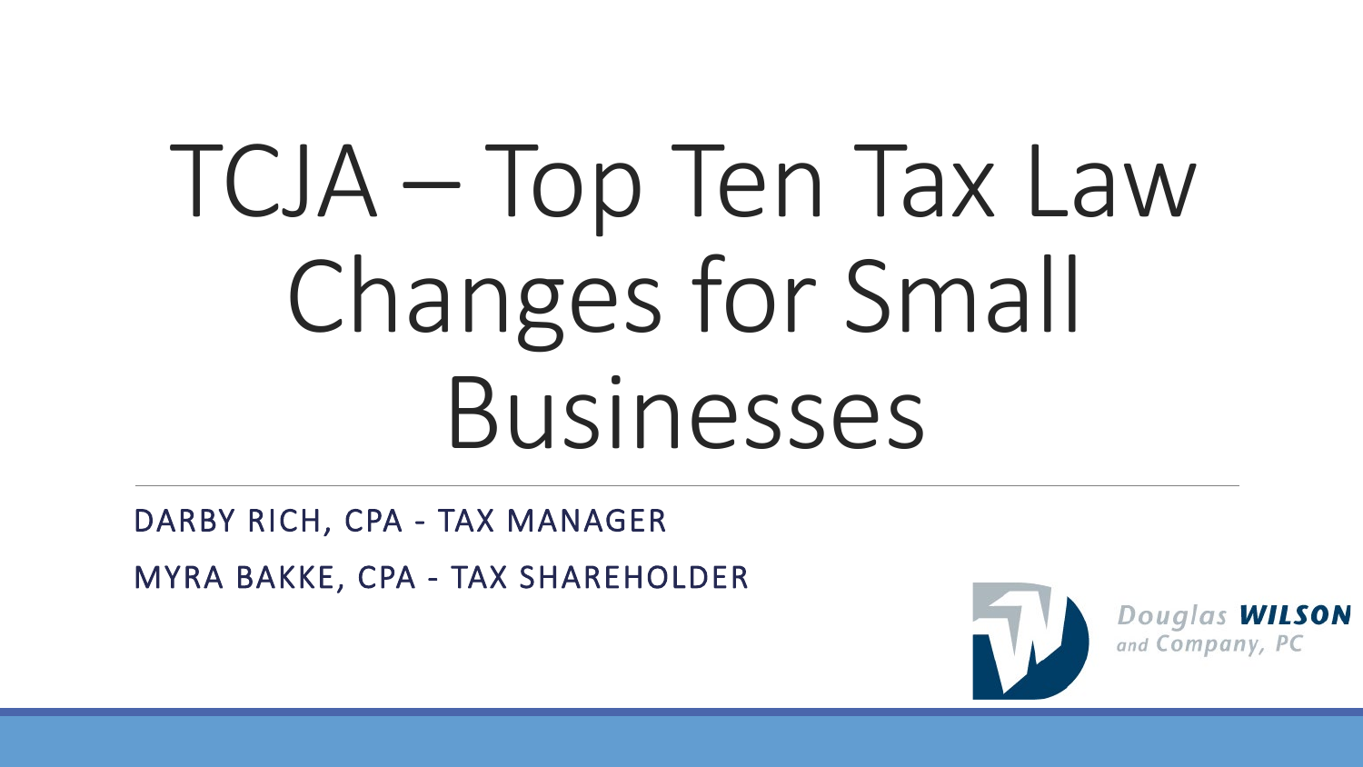# TCJA – Top Ten Tax Law Changes for Small Businesses

DARBY RICH, CPA - TAX MANAGER

MYRA BAKKE, CPA - TAX SHAREHOLDER

Douglas **WILSON** and Company, PC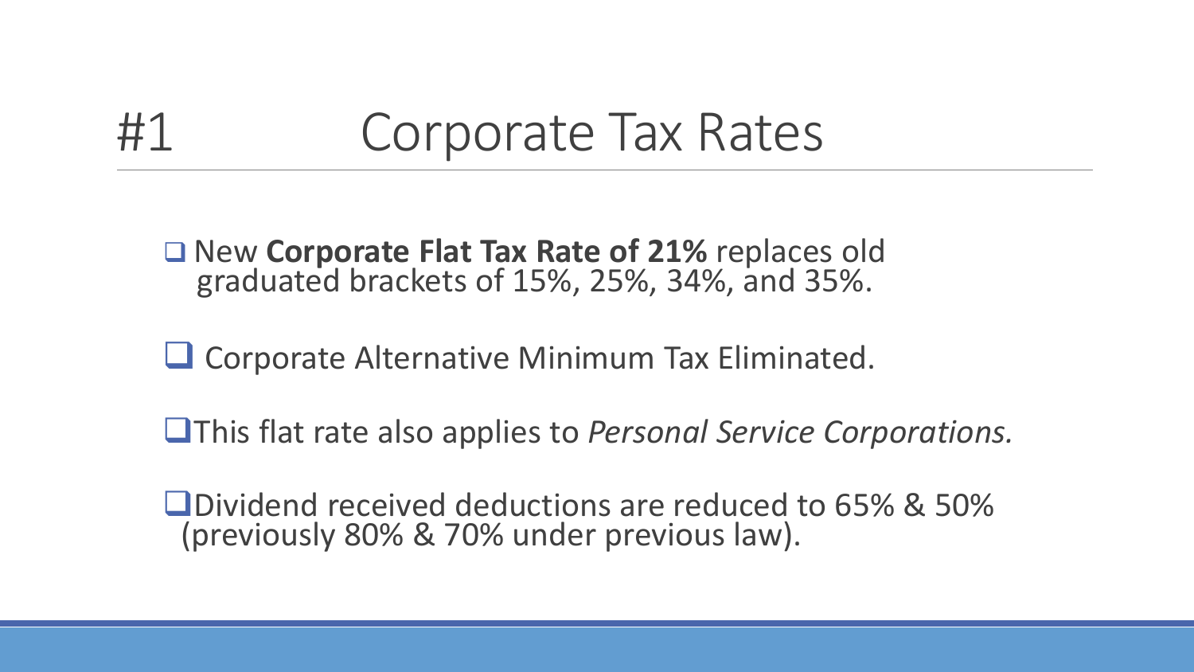# #1 Corporate Tax Rates

- New **Corporate Flat Tax Rate of 21%** replaces old graduated brackets of 15%, 25%, 34%, and 35%.
- Corporate Alternative Minimum Tax Eliminated.
- This flat rate also applies to *Personal Service Corporations.*
- Dividend received deductions are reduced to 65% & 50% (previously 80% & 70% under previous law).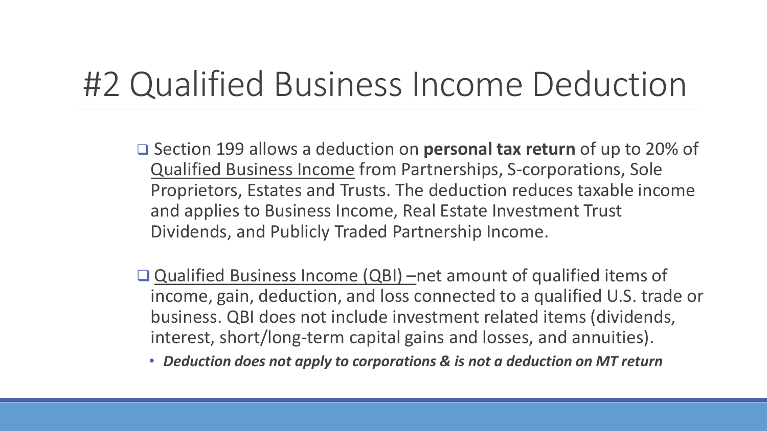# #2 Qualified Business Income Deduction

- Section 199 allows a deduction on **personal tax return** of up to 20% of Qualified Business Income from Partnerships, S-corporations, Sole Proprietors, Estates and Trusts. The deduction reduces taxable income and applies to Business Income, Real Estate Investment Trust Dividends, and Publicly Traded Partnership Income.

- Qualified Business Income (QBI) –net amount of qualified items of income, gain, deduction, and loss connected to a qualified U.S. trade or business. QBI does not include investment related items (dividends, interest, short/long-term capital gains and losses, and annuities).
  - ***Deduction does not apply to corporations & is not a deduction on MT return***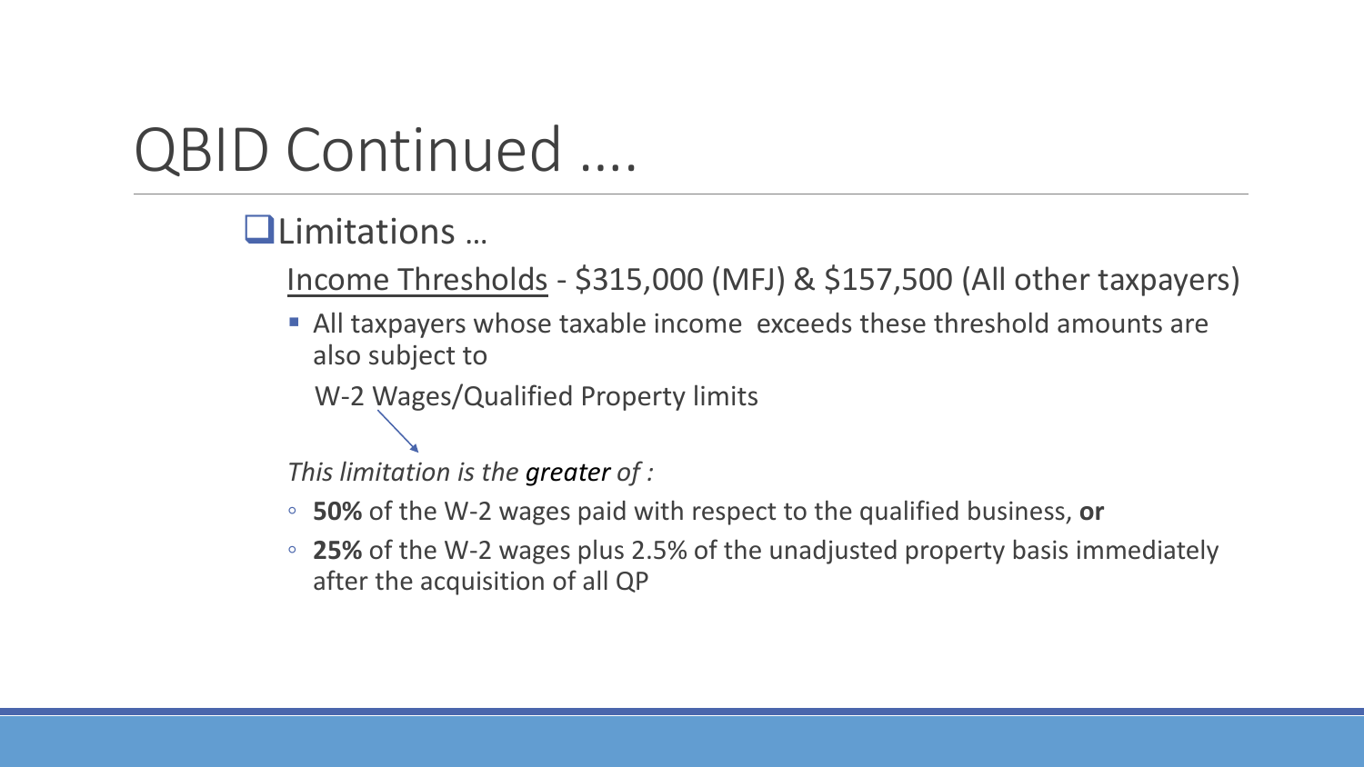# QBID Continued ….

## Limitations …

<u>Income Thresholds</u> - $315,000 (MFJ) & $157,500 (All other taxpayers)

- All taxpayers whose taxable income exceeds these threshold amounts are also subject to

  W-2 Wages/Qualified Property limits

*This limitation is the **greater** of :*

- **50%** of the W-2 wages paid with respect to the qualified business, **or**
- **25%** of the W-2 wages plus 2.5% of the unadjusted property basis immediately after the acquisition of all QP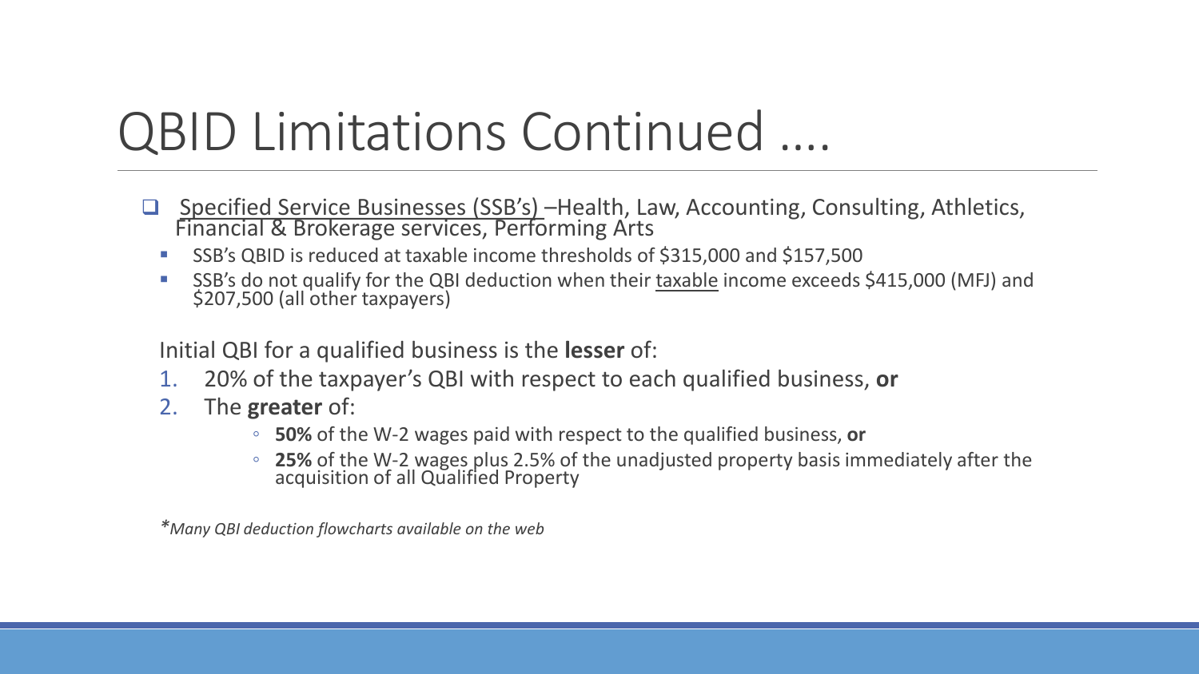# QBID Limitations Continued ....

- Specified Service Businesses (SSB's) –Health, Law, Accounting, Consulting, Athletics, Financial & Brokerage services, Performing Arts
  - SSB's QBID is reduced at taxable income thresholds of $315,000 and $157,500
  - SSB's do not qualify for the QBI deduction when their taxable income exceeds $415,000 (MFJ) and $207,500 (all other taxpayers)

Initial QBI for a qualified business is the **lesser** of:

1. 20% of the taxpayer's QBI with respect to each qualified business, **or**
2. The **greater** of:
   - **50%** of the W-2 wages paid with respect to the qualified business, **or**
   - **25%** of the W-2 wages plus 2.5% of the unadjusted property basis immediately after the acquisition of all Qualified Property

**Many QBI deduction flowcharts available on the web*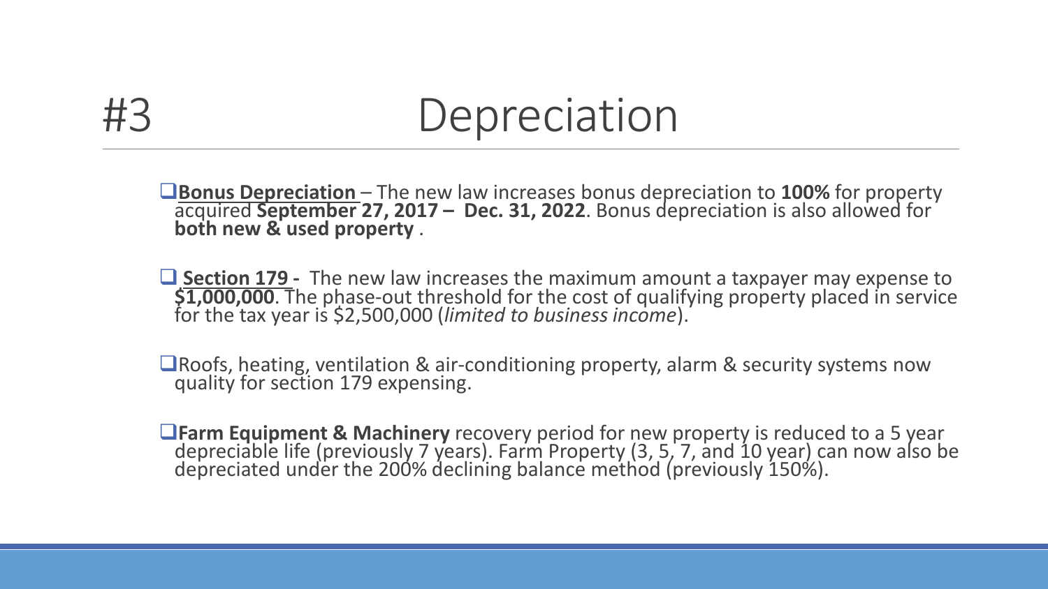# #3 Depreciation

- **Bonus Depreciation** – The new law increases bonus depreciation to **100%** for property acquired **September 27, 2017 – Dec. 31, 2022**. Bonus depreciation is also allowed for **both new & used property** .

- **Section 179 -** The new law increases the maximum amount a taxpayer may expense to **$1,000,000**. The phase-out threshold for the cost of qualifying property placed in service for the tax year is $2,500,000 (*limited to business income*).

- Roofs, heating, ventilation & air-conditioning property, alarm & security systems now quality for section 179 expensing.

- **Farm Equipment & Machinery** recovery period for new property is reduced to a 5 year depreciable life (previously 7 years). Farm Property (3, 5, 7, and 10 year) can now also be depreciated under the 200% declining balance method (previously 150%).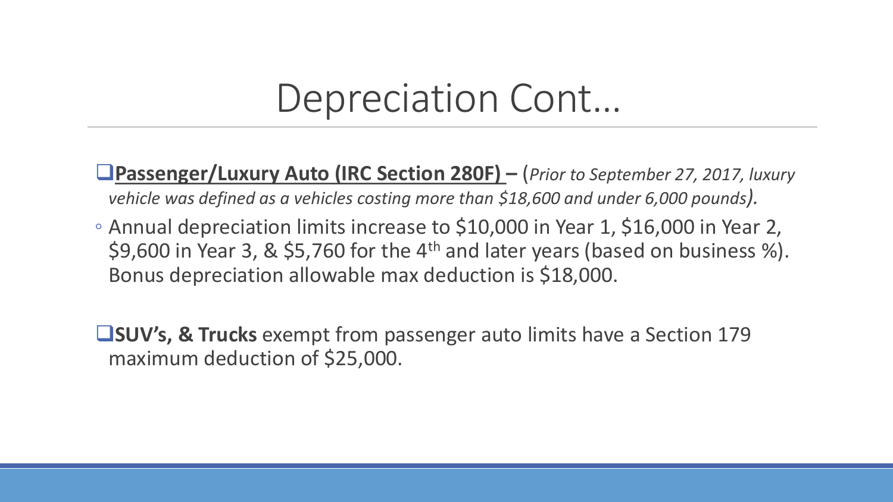# Depreciation Cont…

- **<u>Passenger/Luxury Auto (IRC Section 280F)</u> –** (*Prior to September 27, 2017, luxury vehicle was defined as a vehicles costing more than $18,600 and under 6,000 pounds*).
  - Annual depreciation limits increase to $10,000 in Year 1, $16,000 in Year 2, $9,600 in Year 3, & $5,760 for the 4th and later years (based on business %). Bonus depreciation allowable max deduction is $18,000.

- **SUV's, & Trucks** exempt from passenger auto limits have a Section 179 maximum deduction of $25,000.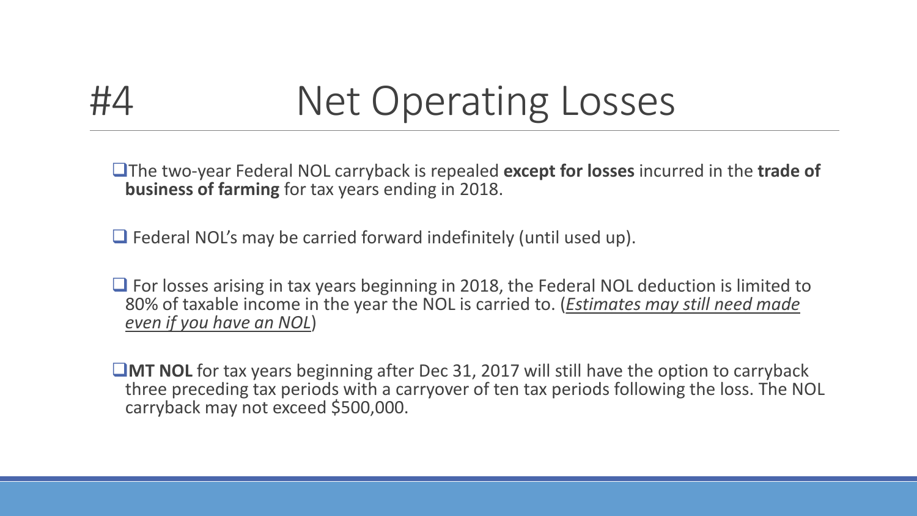# #4 Net Operating Losses

- The two-year Federal NOL carryback is repealed **except for losses** incurred in the **trade of business of farming** for tax years ending in 2018.

- Federal NOL's may be carried forward indefinitely (until used up).

- For losses arising in tax years beginning in 2018, the Federal NOL deduction is limited to 80% of taxable income in the year the NOL is carried to. (<u>*Estimates may still need made even if you have an NOL*</u>)

- **MT NOL** for tax years beginning after Dec 31, 2017 will still have the option to carryback three preceding tax periods with a carryover of ten tax periods following the loss. The NOL carryback may not exceed $500,000.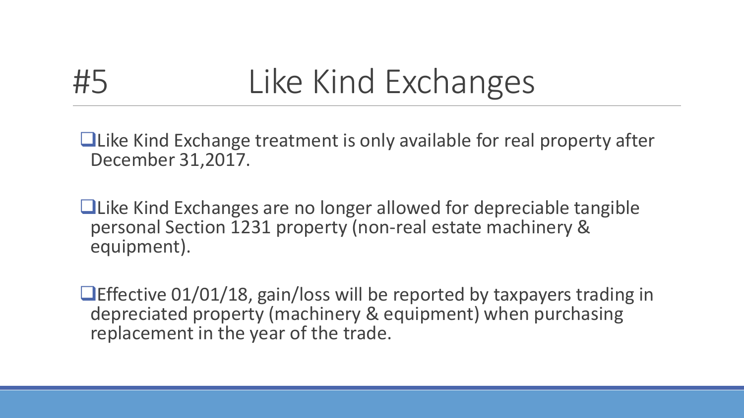# #5 Like Kind Exchanges

- Like Kind Exchange treatment is only available for real property after December 31,2017.
- Like Kind Exchanges are no longer allowed for depreciable tangible personal Section 1231 property (non-real estate machinery & equipment).
- Effective 01/01/18, gain/loss will be reported by taxpayers trading in depreciated property (machinery & equipment) when purchasing replacement in the year of the trade.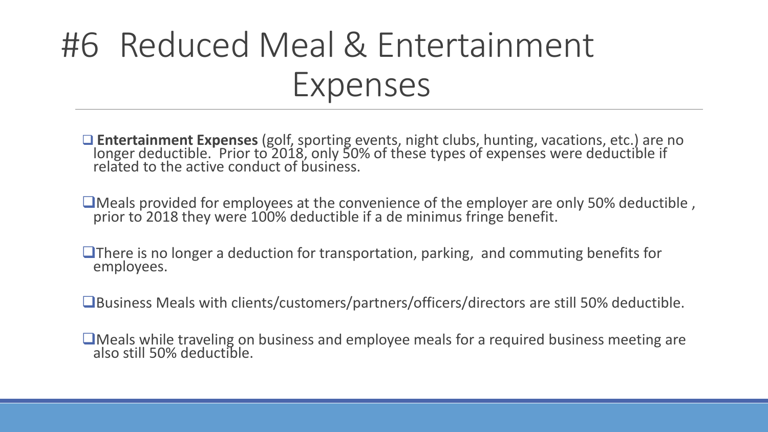# #6 Reduced Meal & Entertainment Expenses

- **Entertainment Expenses** (golf, sporting events, night clubs, hunting, vacations, etc.) are no longer deductible. Prior to 2018, only 50% of these types of expenses were deductible if related to the active conduct of business.

- Meals provided for employees at the convenience of the employer are only 50% deductible , prior to 2018 they were 100% deductible if a de minimus fringe benefit.

- There is no longer a deduction for transportation, parking, and commuting benefits for employees.

- Business Meals with clients/customers/partners/officers/directors are still 50% deductible.

- Meals while traveling on business and employee meals for a required business meeting are also still 50% deductible.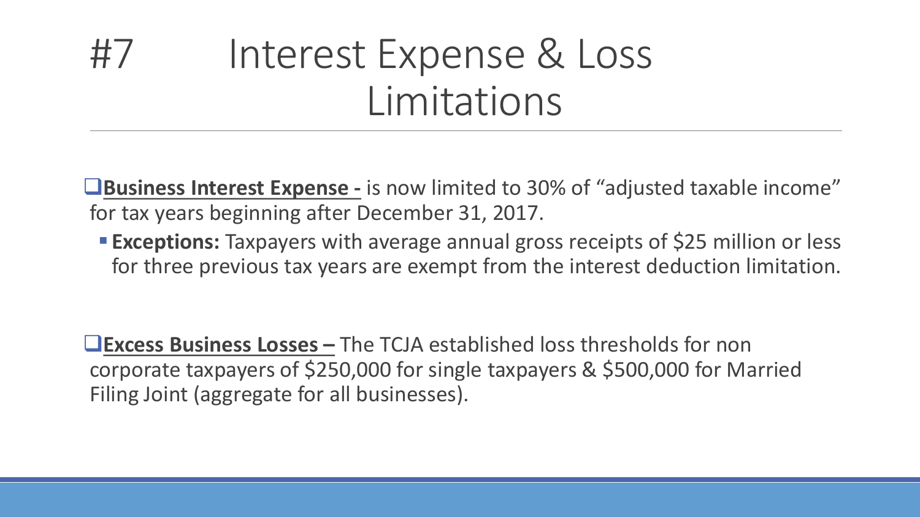# #7 Interest Expense & Loss Limitations

- **<u>Business Interest Expense -</u>** is now limited to 30% of "adjusted taxable income" for tax years beginning after December 31, 2017.
  - **Exceptions:** Taxpayers with average annual gross receipts of $25 million or less for three previous tax years are exempt from the interest deduction limitation.

- **<u>Excess Business Losses –</u>** The TCJA established loss thresholds for non corporate taxpayers of $250,000 for single taxpayers & $500,000 for Married Filing Joint (aggregate for all businesses).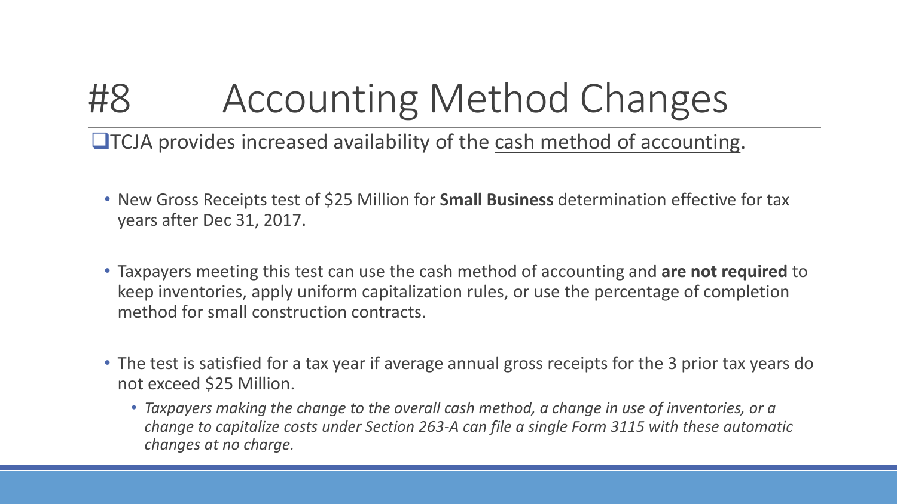# #8 Accounting Method Changes

- TCJA provides increased availability of the cash method of accounting.

  - New Gross Receipts test of $25 Million for **Small Business** determination effective for tax years after Dec 31, 2017.
  - Taxpayers meeting this test can use the cash method of accounting and **are not required** to keep inventories, apply uniform capitalization rules, or use the percentage of completion method for small construction contracts.
  - The test is satisfied for a tax year if average annual gross receipts for the 3 prior tax years do not exceed $25 Million.
    - *Taxpayers making the change to the overall cash method, a change in use of inventories, or a change to capitalize costs under Section 263-A can file a single Form 3115 with these automatic changes at no charge.*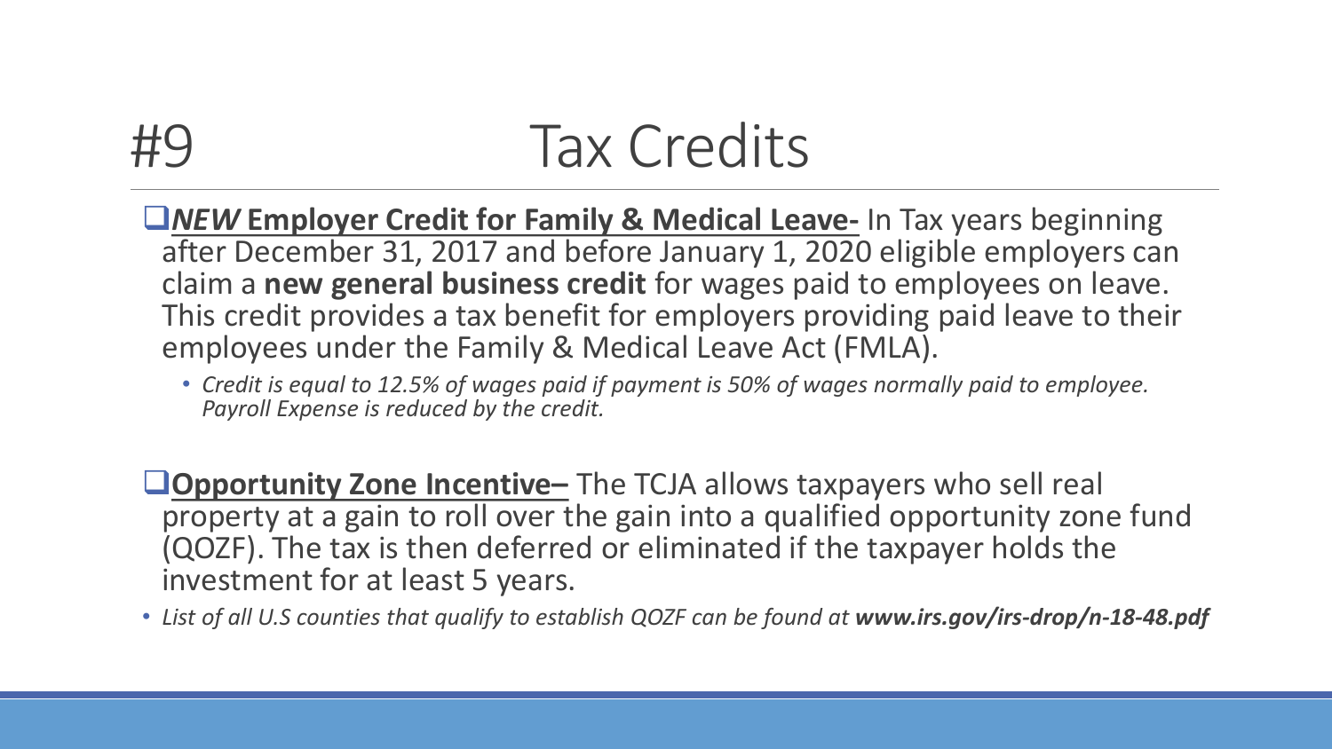# #9 Tax Credits

- ***NEW* Employer Credit for Family & Medical Leave-** In Tax years beginning after December 31, 2017 and before January 1, 2020 eligible employers can claim a **new general business credit** for wages paid to employees on leave. This credit provides a tax benefit for employers providing paid leave to their employees under the Family & Medical Leave Act (FMLA).
  - *Credit is equal to 12.5% of wages paid if payment is 50% of wages normally paid to employee. Payroll Expense is reduced by the credit.*

- **Opportunity Zone Incentive–** The TCJA allows taxpayers who sell real property at a gain to roll over the gain into a qualified opportunity zone fund (QOZF). The tax is then deferred or eliminated if the taxpayer holds the investment for at least 5 years.

- *List of all U.S counties that qualify to establish QOZF can be found at **www.irs.gov/irs-drop/n-18-48.pdf***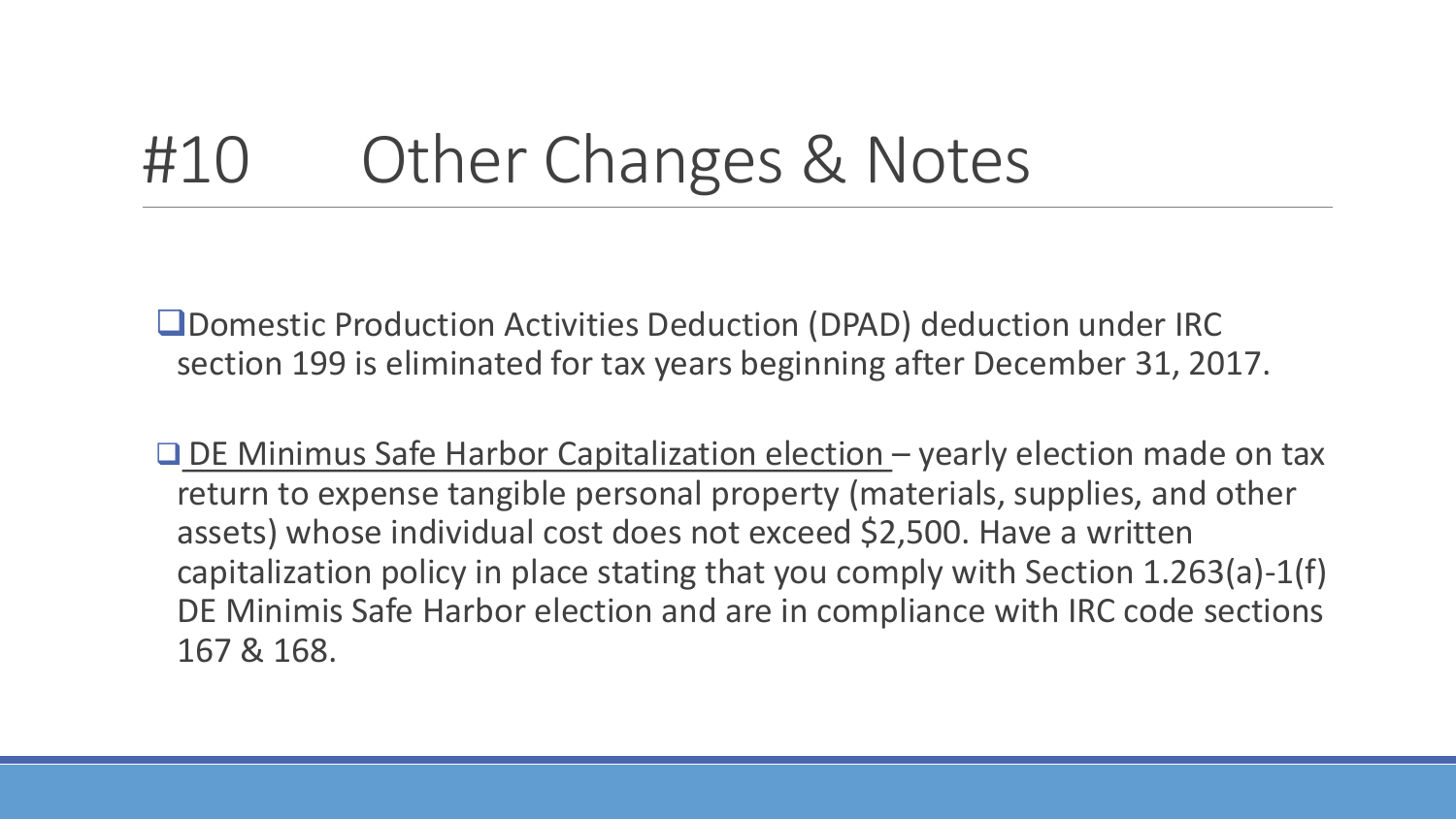# #10 Other Changes & Notes

- Domestic Production Activities Deduction (DPAD) deduction under IRC section 199 is eliminated for tax years beginning after December 31, 2017.

- <u>DE Minimus Safe Harbor Capitalization election</u> – yearly election made on tax return to expense tangible personal property (materials, supplies, and other assets) whose individual cost does not exceed $2,500. Have a written capitalization policy in place stating that you comply with Section 1.263(a)-1(f) DE Minimis Safe Harbor election and are in compliance with IRC code sections 167 & 168.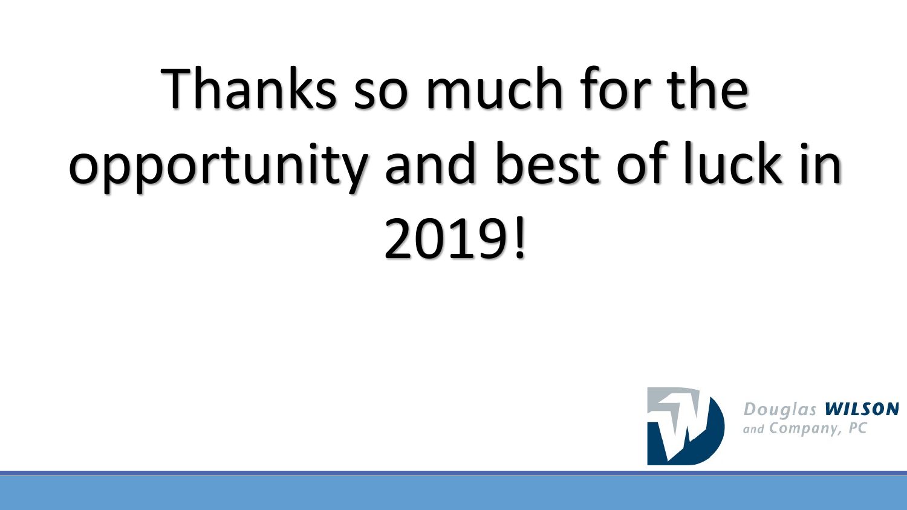# Thanks so much for the opportunity and best of luck in 2019!

Douglas **WILSON**
and Company, PC